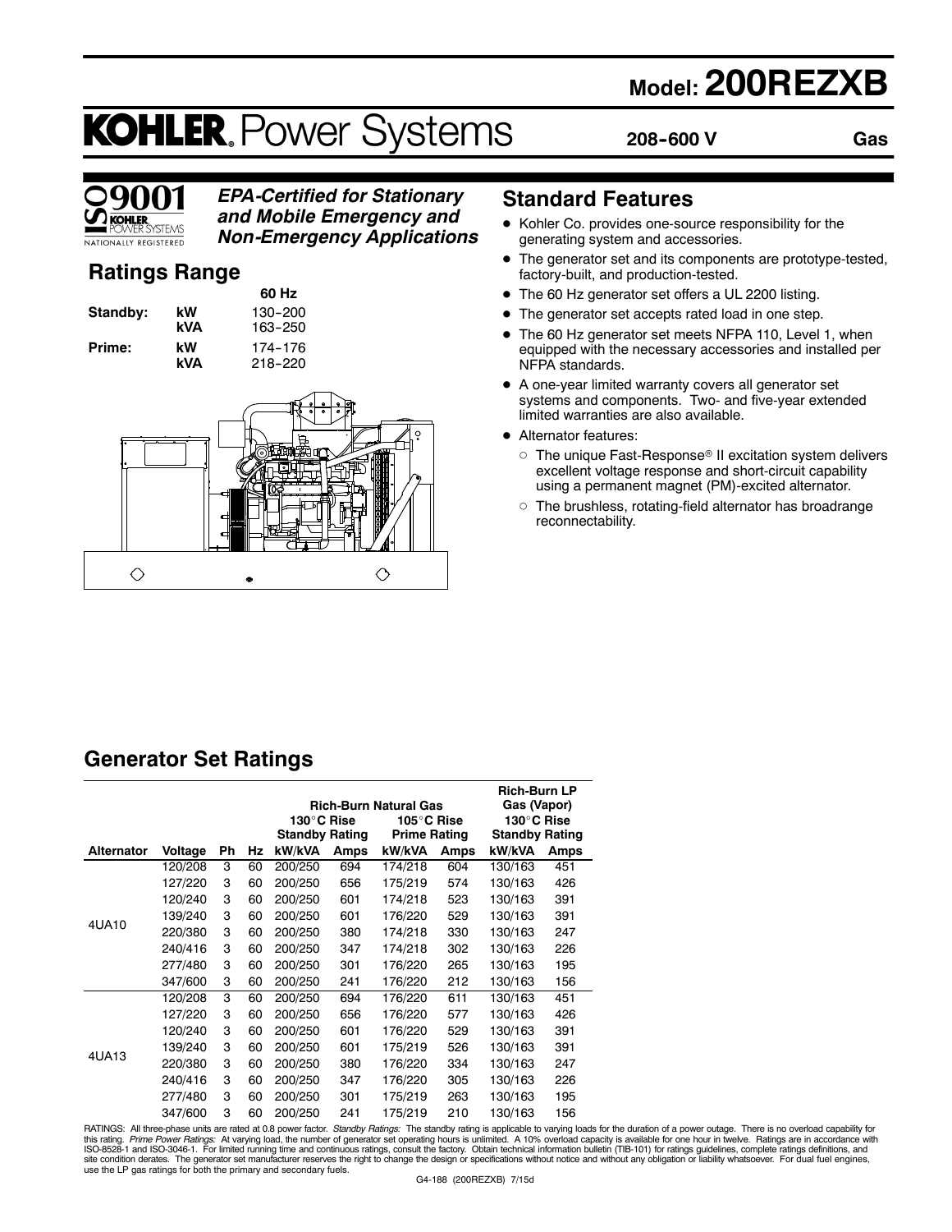# Model: 200REZXB

**KOHLER. Power Systems**

**208-600 V** **Gas**

ISO 9001 KOHLER POWER SYSTEMS NATIONALLY REGISTERED

***EPA-Certified for Stationary and Mobile Emergency and Non-Emergency Applications***

## Ratings Range

| | | 60 Hz |
|---|---|---|
| **Standby:** | **kW** | 130-200 |
| | **kVA** | 163-250 |
| **Prime:** | **kW** | 174-176 |
| | **kVA** | 218-220 |

## Standard Features

- Kohler Co. provides one-source responsibility for the generating system and accessories.
- The generator set and its components are prototype-tested, factory-built, and production-tested.
- The 60 Hz generator set offers a UL 2200 listing.
- The generator set accepts rated load in one step.
- The 60 Hz generator set meets NFPA 110, Level 1, when equipped with the necessary accessories and installed per NFPA standards.
- A one-year limited warranty covers all generator set systems and components. Two- and five-year extended limited warranties are also available.
- Alternator features:
  - The unique Fast-Response® II excitation system delivers excellent voltage response and short-circuit capability using a permanent magnet (PM)-excited alternator.
  - The brushless, rotating-field alternator has broadrange reconnectability.

## Generator Set Ratings

| | | | | Rich-Burn Natural Gas | | | | Rich-Burn LP Gas (Vapor) | |
|---|---|---|---|---|---|---|---|---|---|
| | | | | 130°C Rise Standby Rating | | 105°C Rise Prime Rating | | 130°C Rise Standby Rating | |
| **Alternator** | **Voltage** | **Ph** | **Hz** | **kW/kVA** | **Amps** | **kW/kVA** | **Amps** | **kW/kVA** | **Amps** |
| 4UA10 | 120/208 | 3 | 60 | 200/250 | 694 | 174/218 | 604 | 130/163 | 451 |
| | 127/220 | 3 | 60 | 200/250 | 656 | 175/219 | 574 | 130/163 | 426 |
| | 120/240 | 3 | 60 | 200/250 | 601 | 174/218 | 523 | 130/163 | 391 |
| | 139/240 | 3 | 60 | 200/250 | 601 | 176/220 | 529 | 130/163 | 391 |
| | 220/380 | 3 | 60 | 200/250 | 380 | 174/218 | 330 | 130/163 | 247 |
| | 240/416 | 3 | 60 | 200/250 | 347 | 174/218 | 302 | 130/163 | 226 |
| | 277/480 | 3 | 60 | 200/250 | 301 | 176/220 | 265 | 130/163 | 195 |
| | 347/600 | 3 | 60 | 200/250 | 241 | 176/220 | 212 | 130/163 | 156 |
| 4UA13 | 120/208 | 3 | 60 | 200/250 | 694 | 176/220 | 611 | 130/163 | 451 |
| | 127/220 | 3 | 60 | 200/250 | 656 | 176/220 | 577 | 130/163 | 426 |
| | 120/240 | 3 | 60 | 200/250 | 601 | 176/220 | 529 | 130/163 | 391 |
| | 139/240 | 3 | 60 | 200/250 | 601 | 175/219 | 526 | 130/163 | 391 |
| | 220/380 | 3 | 60 | 200/250 | 380 | 176/220 | 334 | 130/163 | 247 |
| | 240/416 | 3 | 60 | 200/250 | 347 | 176/220 | 305 | 130/163 | 226 |
| | 277/480 | 3 | 60 | 200/250 | 301 | 175/219 | 263 | 130/163 | 195 |
| | 347/600 | 3 | 60 | 200/250 | 241 | 175/219 | 210 | 130/163 | 156 |

RATINGS: All three-phase units are rated at 0.8 power factor. *Standby Ratings:* The standby rating is applicable to varying loads for the duration of a power outage. There is no overload capability for this rating. *Prime Power Ratings:* At varying load, the number of generator set operating hours is unlimited. A 10% overload capacity is available for one hour in twelve. Ratings are in accordance with ISO-8528-1 and ISO-3046-1. For limited running time and continuous ratings, consult the factory. Obtain technical information bulletin (TIB-101) for ratings guidelines, complete ratings definitions, and site condition derates. The generator set manufacturer reserves the right to change the design or specifications without notice and without any obligation or liability whatsoever. For dual fuel engines, use the LP gas ratings for both the primary and secondary fuels.

G4-188 (200REZXB) 7/15d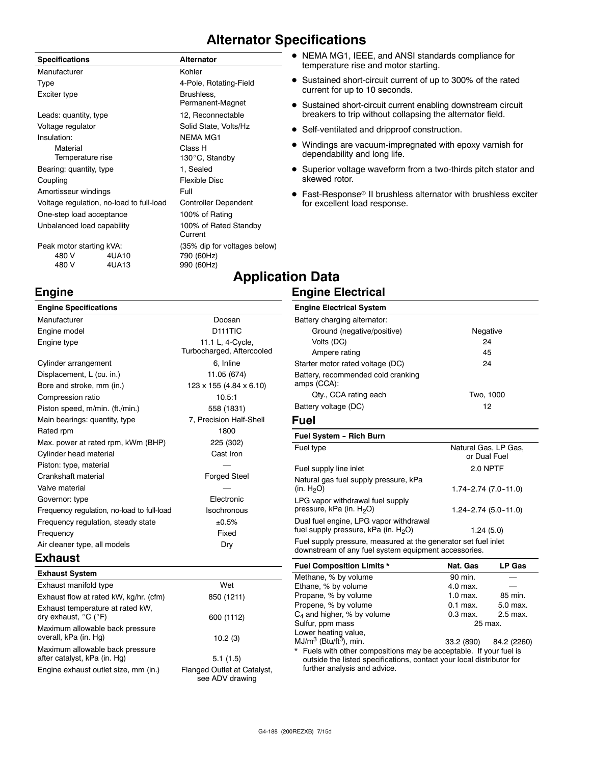# Alternator Specifications

| Specifications | Alternator |
|---|---|
| Manufacturer | Kohler |
| Type | 4-Pole, Rotating-Field |
| Exciter type | Brushless, Permanent-Magnet |
| Leads: quantity, type | 12, Reconnectable |
| Voltage regulator | Solid State, Volts/Hz |
| Insulation: | NEMA MG1 |
| Material | Class H |
| Temperature rise | 130°C, Standby |
| Bearing: quantity, type | 1, Sealed |
| Coupling | Flexible Disc |
| Amortisseur windings | Full |
| Voltage regulation, no-load to full-load | Controller Dependent |
| One-step load acceptance | 100% of Rating |
| Unbalanced load capability | 100% of Rated Standby Current |
| Peak motor starting kVA: | (35% dip for voltages below) |
| 480 V 4UA10 | 790 (60Hz) |
| 480 V 4UA13 | 990 (60Hz) |

- NEMA MG1, IEEE, and ANSI standards compliance for temperature rise and motor starting.
- Sustained short-circuit current of up to 300% of the rated current for up to 10 seconds.
- Sustained short-circuit current enabling downstream circuit breakers to trip without collapsing the alternator field.
- Self-ventilated and dripproof construction.
- Windings are vacuum-impregnated with epoxy varnish for dependability and long life.
- Superior voltage waveform from a two-thirds pitch stator and skewed rotor.
- Fast-Response® II brushless alternator with brushless exciter for excellent load response.

# Application Data

## Engine

| Engine Specifications | |
|---|---|
| Manufacturer | Doosan |
| Engine model | D111TIC |
| Engine type | 11.1 L, 4-Cycle, Turbocharged, Aftercooled |
| Cylinder arrangement | 6, Inline |
| Displacement, L (cu. in.) | 11.05 (674) |
| Bore and stroke, mm (in.) | 123 x 155 (4.84 x 6.10) |
| Compression ratio | 10.5:1 |
| Piston speed, m/min. (ft./min.) | 558 (1831) |
| Main bearings: quantity, type | 7, Precision Half-Shell |
| Rated rpm | 1800 |
| Max. power at rated rpm, kWm (BHP) | 225 (302) |
| Cylinder head material | Cast Iron |
| Piston: type, material | — |
| Crankshaft material | Forged Steel |
| Valve material | — |
| Governor: type | Electronic |
| Frequency regulation, no-load to full-load | Isochronous |
| Frequency regulation, steady state | ±0.5% |
| Frequency | Fixed |
| Air cleaner type, all models | Dry |

## Exhaust

| Exhaust System | |
|---|---|
| Exhaust manifold type | Wet |
| Exhaust flow at rated kW, kg/hr. (cfm) | 850 (1211) |
| Exhaust temperature at rated kW, dry exhaust, °C (°F) | 600 (1112) |
| Maximum allowable back pressure overall, kPa (in. Hg) | 10.2 (3) |
| Maximum allowable back pressure after catalyst, kPa (in. Hg) | 5.1 (1.5) |
| Engine exhaust outlet size, mm (in.) | Flanged Outlet at Catalyst, see ADV drawing |

## Engine Electrical

| Engine Electrical System | |
|---|---|
| Battery charging alternator: | |
| Ground (negative/positive) | Negative |
| Volts (DC) | 24 |
| Ampere rating | 45 |
| Starter motor rated voltage (DC) | 24 |
| Battery, recommended cold cranking amps (CCA): | |
| Qty., CCA rating each | Two, 1000 |
| Battery voltage (DC) | 12 |

## Fuel

| Fuel System - Rich Burn | |
|---|---|
| Fuel type | Natural Gas, LP Gas, or Dual Fuel |
| Fuel supply line inlet | 2.0 NPTF |
| Natural gas fuel supply pressure, kPa (in. $H_2O$) | 1.74-2.74 (7.0-11.0) |
| LPG vapor withdrawal fuel supply pressure, kPa (in. $H_2O$) | 1.24-2.74 (5.0-11.0) |
| Dual fuel engine, LPG vapor withdrawal fuel supply pressure, kPa (in. $H_2O$) | 1.24 (5.0) |

Fuel supply pressure, measured at the generator set fuel inlet downstream of any fuel system equipment accessories.

| Fuel Composition Limits * | Nat. Gas | LP Gas |
|---|---|---|
| Methane, % by volume | 90 min. | — |
| Ethane, % by volume | 4.0 max. | — |
| Propane, % by volume | 1.0 max. | 85 min. |
| Propene, % by volume | 0.1 max. | 5.0 max. |
| $C_4$ and higher, % by volume | 0.3 max. | 2.5 max. |
| Sulfur, ppm mass | 25 max. | |
| Lower heating value, $MJ/m^3$ ($Btu/ft^3$), min. | 33.2 (890) | 84.2 (2260) |

\* Fuels with other compositions may be acceptable. If your fuel is outside the listed specifications, contact your local distributor for further analysis and advice.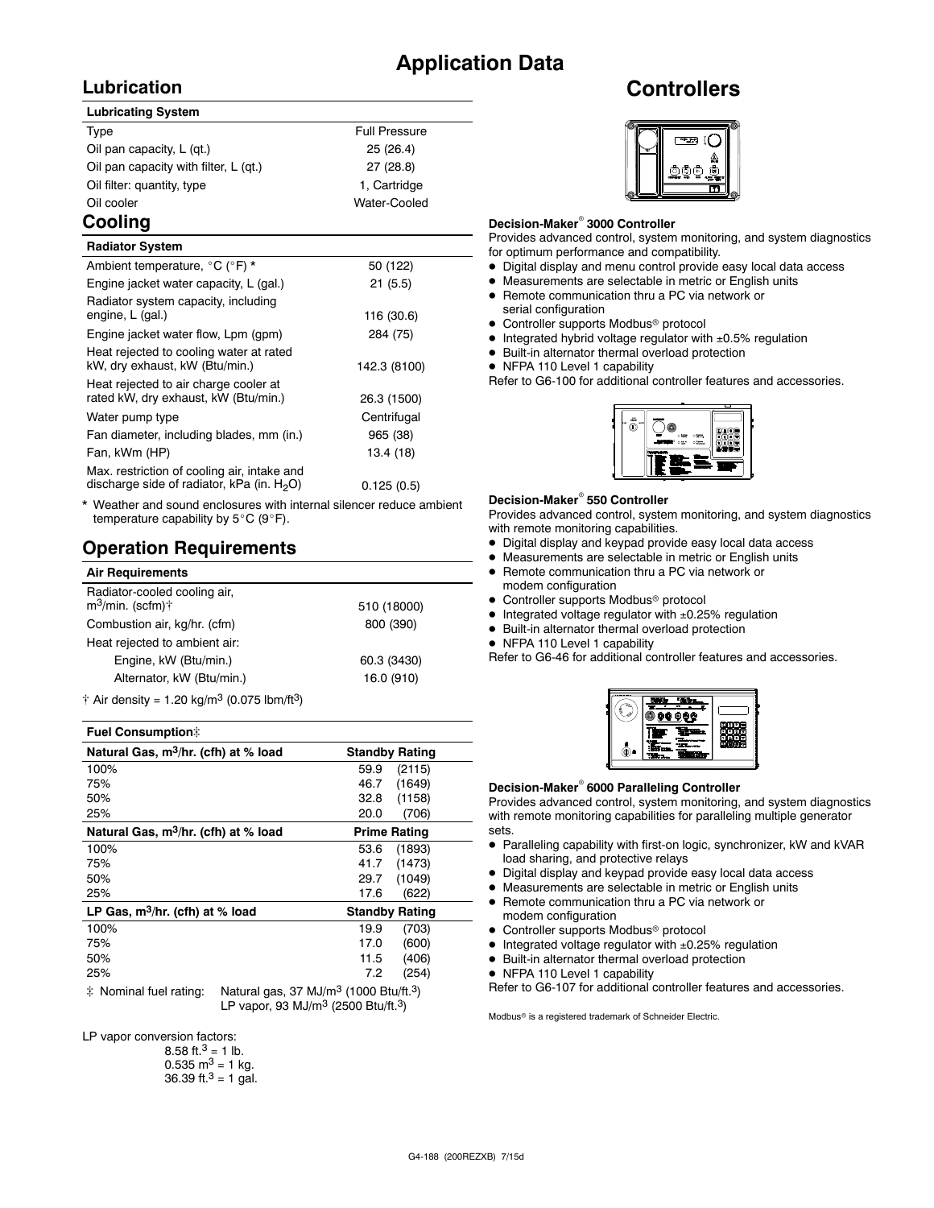# Application Data

## Lubrication

| Lubricating System | |
|---|---|
| Type | Full Pressure |
| Oil pan capacity, L (qt.) | 25 (26.4) |
| Oil pan capacity with filter, L (qt.) | 27 (28.8) |
| Oil filter: quantity, type | 1, Cartridge |
| Oil cooler | Water-Cooled |

## Cooling

| Radiator System | |
|---|---|
| Ambient temperature, °C (°F) * | 50 (122) |
| Engine jacket water capacity, L (gal.) | 21 (5.5) |
| Radiator system capacity, including engine, L (gal.) | 116 (30.6) |
| Engine jacket water flow, Lpm (gpm) | 284 (75) |
| Heat rejected to cooling water at rated kW, dry exhaust, kW (Btu/min.) | 142.3 (8100) |
| Heat rejected to air charge cooler at rated kW, dry exhaust, kW (Btu/min.) | 26.3 (1500) |
| Water pump type | Centrifugal |
| Fan diameter, including blades, mm (in.) | 965 (38) |
| Fan, kWm (HP) | 13.4 (18) |
| Max. restriction of cooling air, intake and discharge side of radiator, kPa (in. $H_2O$) | 0.125 (0.5) |

\* Weather and sound enclosures with internal silencer reduce ambient temperature capability by 5°C (9°F).

## Operation Requirements

| Air Requirements | |
|---|---|
| Radiator-cooled cooling air, $m^3$/min. (scfm)† | 510 (18000) |
| Combustion air, kg/hr. (cfm) | 800 (390) |
| Heat rejected to ambient air: | |
| Engine, kW (Btu/min.) | 60.3 (3430) |
| Alternator, kW (Btu/min.) | 16.0 (910) |

† Air density = 1.20 kg/$m^3$ (0.075 lbm/$ft^3$)

| Fuel Consumption‡ | |
|---|---|
| **Natural Gas, $m^3$/hr. (cfh) at % load** | **Standby Rating** |
| 100% | 59.9 (2115) |
| 75% | 46.7 (1649) |
| 50% | 32.8 (1158) |
| 25% | 20.0 (706) |
| **Natural Gas, $m^3$/hr. (cfh) at % load** | **Prime Rating** |
| 100% | 53.6 (1893) |
| 75% | 41.7 (1473) |
| 50% | 29.7 (1049) |
| 25% | 17.6 (622) |
| **LP Gas, $m^3$/hr. (cfh) at % load** | **Standby Rating** |
| 100% | 19.9 (703) |
| 75% | 17.0 (600) |
| 50% | 11.5 (406) |
| 25% | 7.2 (254) |

‡ Nominal fuel rating: Natural gas, 37 MJ/$m^3$ (1000 Btu/$ft.^3$)
LP vapor, 93 MJ/$m^3$ (2500 Btu/$ft.^3$)

LP vapor conversion factors:
8.58 $ft.^3$ = 1 lb.
0.535 $m^3$ = 1 kg.
36.39 $ft.^3$ = 1 gal.

# Controllers

**Decision-Maker® 3000 Controller**

Provides advanced control, system monitoring, and system diagnostics for optimum performance and compatibility.

- Digital display and menu control provide easy local data access
- Measurements are selectable in metric or English units
- Remote communication thru a PC via network or serial configuration
- Controller supports Modbus® protocol
- Integrated hybrid voltage regulator with ±0.5% regulation
- Built-in alternator thermal overload protection
- NFPA 110 Level 1 capability

Refer to G6-100 for additional controller features and accessories.

**Decision-Maker® 550 Controller**

Provides advanced control, system monitoring, and system diagnostics with remote monitoring capabilities.

- Digital display and keypad provide easy local data access
- Measurements are selectable in metric or English units
- Remote communication thru a PC via network or modem configuration
- Controller supports Modbus® protocol
- Integrated voltage regulator with ±0.25% regulation
- Built-in alternator thermal overload protection
- NFPA 110 Level 1 capability

Refer to G6-46 for additional controller features and accessories.

**Decision-Maker® 6000 Paralleling Controller**

Provides advanced control, system monitoring, and system diagnostics with remote monitoring capabilities for paralleling multiple generator sets.

- Paralleling capability with first-on logic, synchronizer, kW and kVAR load sharing, and protective relays
- Digital display and keypad provide easy local data access
- Measurements are selectable in metric or English units
- Remote communication thru a PC via network or modem configuration
- Controller supports Modbus® protocol
- Integrated voltage regulator with ±0.25% regulation
- Built-in alternator thermal overload protection
- NFPA 110 Level 1 capability

Refer to G6-107 for additional controller features and accessories.

Modbus® is a registered trademark of Schneider Electric.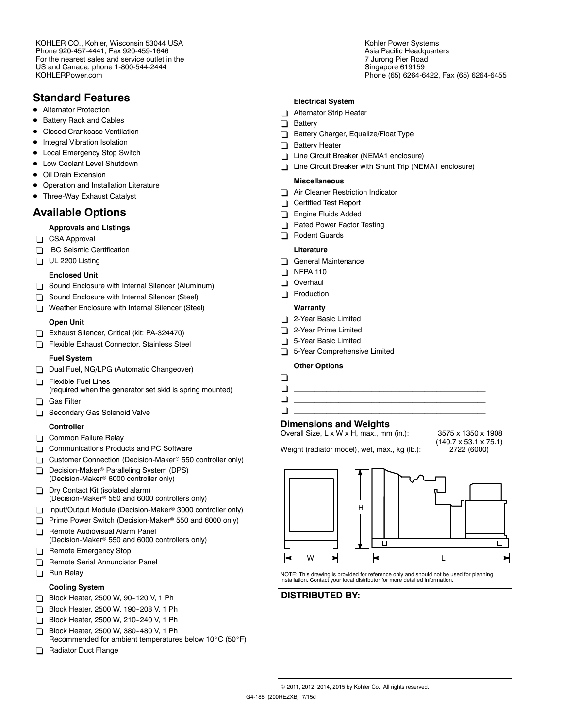KOHLER CO., Kohler, Wisconsin 53044 USA
Phone 920-457-4441, Fax 920-459-1646
For the nearest sales and service outlet in the US and Canada, phone 1-800-544-2444
KOHLERPower.com

Kohler Power Systems
Asia Pacific Headquarters
7 Jurong Pier Road
Singapore 619159
Phone (65) 6264-6422, Fax (65) 6264-6455

## Standard Features

- Alternator Protection
- Battery Rack and Cables
- Closed Crankcase Ventilation
- Integral Vibration Isolation
- Local Emergency Stop Switch
- Low Coolant Level Shutdown
- Oil Drain Extension
- Operation and Installation Literature
- Three-Way Exhaust Catalyst

## Available Options

### Approvals and Listings

- ❑ CSA Approval
- ❑ IBC Seismic Certification
- ❑ UL 2200 Listing

### Enclosed Unit

- ❑ Sound Enclosure with Internal Silencer (Aluminum)
- ❑ Sound Enclosure with Internal Silencer (Steel)
- ❑ Weather Enclosure with Internal Silencer (Steel)

### Open Unit

- ❑ Exhaust Silencer, Critical (kit: PA-324470)
- ❑ Flexible Exhaust Connector, Stainless Steel

### Fuel System

- ❑ Dual Fuel, NG/LPG (Automatic Changeover)
- ❑ Flexible Fuel Lines (required when the generator set skid is spring mounted)
- ❑ Gas Filter
- ❑ Secondary Gas Solenoid Valve

### Controller

- ❑ Common Failure Relay
- ❑ Communications Products and PC Software
- ❑ Customer Connection (Decision-Maker® 550 controller only)
- ❑ Decision-Maker® Paralleling System (DPS) (Decision-Maker® 6000 controller only)
- ❑ Dry Contact Kit (isolated alarm) (Decision-Maker® 550 and 6000 controllers only)
- ❑ Input/Output Module (Decision-Maker® 3000 controller only)
- ❑ Prime Power Switch (Decision-Maker® 550 and 6000 only)
- ❑ Remote Audiovisual Alarm Panel (Decision-Maker® 550 and 6000 controllers only)
- ❑ Remote Emergency Stop
- ❑ Remote Serial Annunciator Panel
- ❑ Run Relay

### Cooling System

- ❑ Block Heater, 2500 W, 90-120 V, 1 Ph
- ❑ Block Heater, 2500 W, 190-208 V, 1 Ph
- ❑ Block Heater, 2500 W, 210-240 V, 1 Ph
- ❑ Block Heater, 2500 W, 380-480 V, 1 Ph
  Recommended for ambient temperatures below 10°C (50°F)
- ❑ Radiator Duct Flange

### Electrical System

- ❑ Alternator Strip Heater
- ❑ Battery
- ❑ Battery Charger, Equalize/Float Type
- ❑ Battery Heater
- ❑ Line Circuit Breaker (NEMA1 enclosure)
- ❑ Line Circuit Breaker with Shunt Trip (NEMA1 enclosure)

### Miscellaneous

- ❑ Air Cleaner Restriction Indicator
- ❑ Certified Test Report
- ❑ Engine Fluids Added
- ❑ Rated Power Factor Testing
- ❑ Rodent Guards

### Literature

- ❑ General Maintenance
- ❑ NFPA 110
- ❑ Overhaul
- ❑ Production

### Warranty

- ❑ 2-Year Basic Limited
- ❑ 2-Year Prime Limited
- ❑ 5-Year Basic Limited
- ❑ 5-Year Comprehensive Limited

### Other Options

- ❑ ______________________________________________
- ❑ ______________________________________________
- ❑ ______________________________________________
- ❑ ______________________________________________

## Dimensions and Weights

Overall Size, L x W x H, max., mm (in.): 3575 x 1350 x 1908 (140.7 x 53.1 x 75.1)

Weight (radiator model), wet, max., kg (lb.): 2722 (6000)

H

W

L

NOTE: This drawing is provided for reference only and should not be used for planning installation. Contact your local distributor for more detailed information.

**DISTRIBUTED BY:**

© 2011, 2012, 2014, 2015 by Kohler Co. All rights reserved.

G4-188 (200REZXB) 7/15d